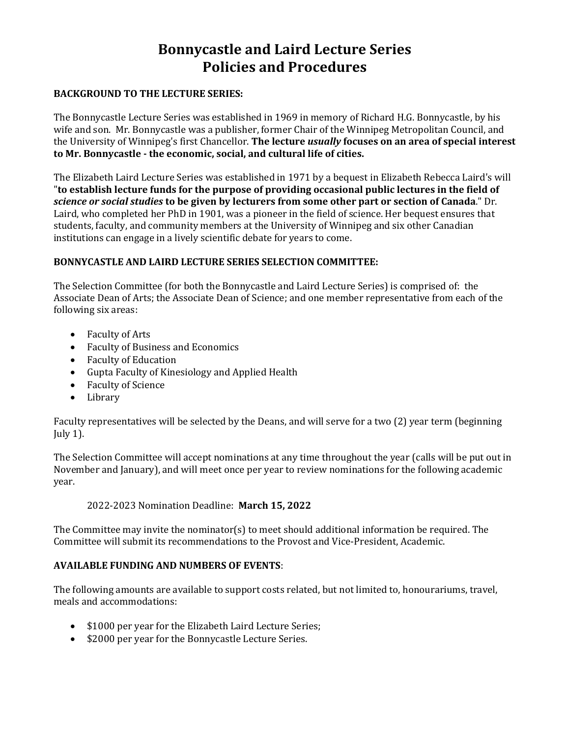# Bonnycastle and Laird Lecture Series
# Policies and Procedures

**BACKGROUND TO THE LECTURE SERIES:**

The Bonnycastle Lecture Series was established in 1969 in memory of Richard H.G. Bonnycastle, by his wife and son. Mr. Bonnycastle was a publisher, former Chair of the Winnipeg Metropolitan Council, and the University of Winnipeg's first Chancellor. **The lecture *usually* focuses on an area of special interest to Mr. Bonnycastle - the economic, social, and cultural life of cities.**

The Elizabeth Laird Lecture Series was established in 1971 by a bequest in Elizabeth Rebecca Laird's will "**to establish lecture funds for the purpose of providing occasional public lectures in the field of *science or social studies* to be given by lecturers from some other part or section of Canada**." Dr. Laird, who completed her PhD in 1901, was a pioneer in the field of science. Her bequest ensures that students, faculty, and community members at the University of Winnipeg and six other Canadian institutions can engage in a lively scientific debate for years to come.

**BONNYCASTLE AND LAIRD LECTURE SERIES SELECTION COMMITTEE:**

The Selection Committee (for both the Bonnycastle and Laird Lecture Series) is comprised of: the Associate Dean of Arts; the Associate Dean of Science; and one member representative from each of the following six areas:

- Faculty of Arts
- Faculty of Business and Economics
- Faculty of Education
- Gupta Faculty of Kinesiology and Applied Health
- Faculty of Science
- Library

Faculty representatives will be selected by the Deans, and will serve for a two (2) year term (beginning July 1).

The Selection Committee will accept nominations at any time throughout the year (calls will be put out in November and January), and will meet once per year to review nominations for the following academic year.

2022-2023 Nomination Deadline: **March 15, 2022**

The Committee may invite the nominator(s) to meet should additional information be required. The Committee will submit its recommendations to the Provost and Vice-President, Academic.

**AVAILABLE FUNDING AND NUMBERS OF EVENTS**:

The following amounts are available to support costs related, but not limited to, honourariums, travel, meals and accommodations:

- $1000 per year for the Elizabeth Laird Lecture Series;
- $2000 per year for the Bonnycastle Lecture Series.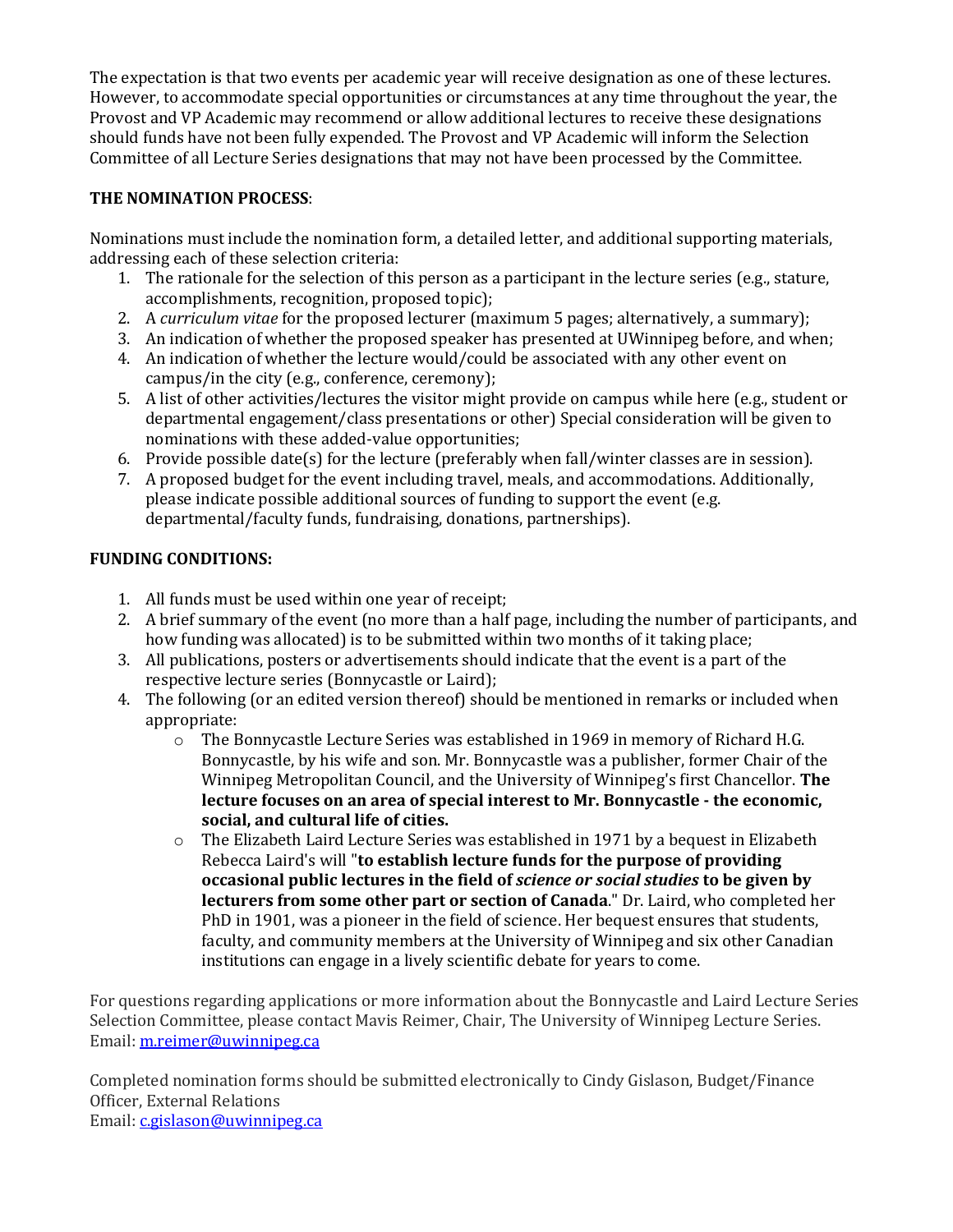The expectation is that two events per academic year will receive designation as one of these lectures. However, to accommodate special opportunities or circumstances at any time throughout the year, the Provost and VP Academic may recommend or allow additional lectures to receive these designations should funds have not been fully expended. The Provost and VP Academic will inform the Selection Committee of all Lecture Series designations that may not have been processed by the Committee.

**THE NOMINATION PROCESS**:

Nominations must include the nomination form, a detailed letter, and additional supporting materials, addressing each of these selection criteria:

1. The rationale for the selection of this person as a participant in the lecture series (e.g., stature, accomplishments, recognition, proposed topic);
2. A *curriculum vitae* for the proposed lecturer (maximum 5 pages; alternatively, a summary);
3. An indication of whether the proposed speaker has presented at UWinnipeg before, and when;
4. An indication of whether the lecture would/could be associated with any other event on campus/in the city (e.g., conference, ceremony);
5. A list of other activities/lectures the visitor might provide on campus while here (e.g., student or departmental engagement/class presentations or other) Special consideration will be given to nominations with these added-value opportunities;
6. Provide possible date(s) for the lecture (preferably when fall/winter classes are in session).
7. A proposed budget for the event including travel, meals, and accommodations. Additionally, please indicate possible additional sources of funding to support the event (e.g. departmental/faculty funds, fundraising, donations, partnerships).

**FUNDING CONDITIONS:**

1. All funds must be used within one year of receipt;
2. A brief summary of the event (no more than a half page, including the number of participants, and how funding was allocated) is to be submitted within two months of it taking place;
3. All publications, posters or advertisements should indicate that the event is a part of the respective lecture series (Bonnycastle or Laird);
4. The following (or an edited version thereof) should be mentioned in remarks or included when appropriate:
   - The Bonnycastle Lecture Series was established in 1969 in memory of Richard H.G. Bonnycastle, by his wife and son. Mr. Bonnycastle was a publisher, former Chair of the Winnipeg Metropolitan Council, and the University of Winnipeg's first Chancellor. **The lecture focuses on an area of special interest to Mr. Bonnycastle - the economic, social, and cultural life of cities.**
   - The Elizabeth Laird Lecture Series was established in 1971 by a bequest in Elizabeth Rebecca Laird's will "**to establish lecture funds for the purpose of providing occasional public lectures in the field of *science or social studies* to be given by lecturers from some other part or section of Canada**." Dr. Laird, who completed her PhD in 1901, was a pioneer in the field of science. Her bequest ensures that students, faculty, and community members at the University of Winnipeg and six other Canadian institutions can engage in a lively scientific debate for years to come.

For questions regarding applications or more information about the Bonnycastle and Laird Lecture Series Selection Committee, please contact Mavis Reimer, Chair, The University of Winnipeg Lecture Series. Email: m.reimer@uwinnipeg.ca

Completed nomination forms should be submitted electronically to Cindy Gislason, Budget/Finance Officer, External Relations
Email: c.gislason@uwinnipeg.ca